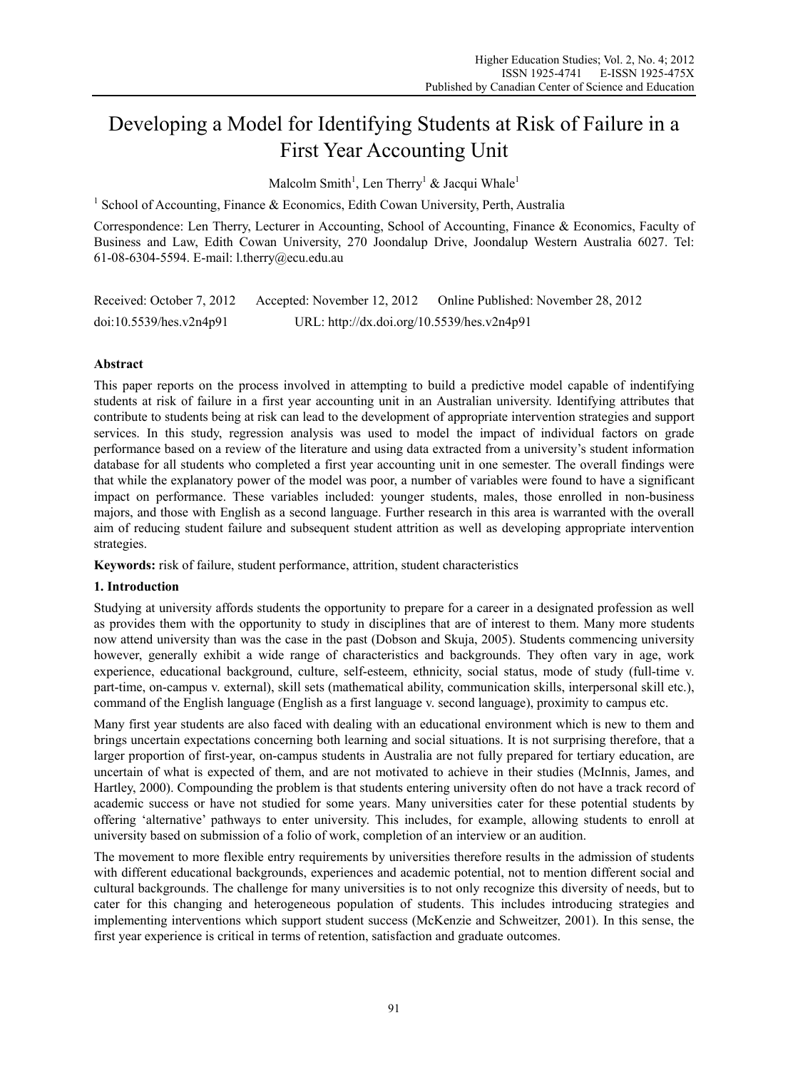# Developing a Model for Identifying Students at Risk of Failure in a First Year Accounting Unit

Malcolm Smith[1], Len Therry[1] & Jacqui Whale[1]

[1] School of Accounting, Finance & Economics, Edith Cowan University, Perth, Australia

Correspondence: Len Therry, Lecturer in Accounting, School of Accounting, Finance & Economics, Faculty of Business and Law, Edith Cowan University, 270 Joondalup Drive, Joondalup Western Australia 6027. Tel: 61-08-6304-5594. E-mail: l.therry@ecu.edu.au

Received: October 7, 2012 Accepted: November 12, 2012 Online Published: November 28, 2012

doi:10.5539/hes.v2n4p91 URL: http://dx.doi.org/10.5539/hes.v2n4p91

## Abstract

This paper reports on the process involved in attempting to build a predictive model capable of indentifying students at risk of failure in a first year accounting unit in an Australian university. Identifying attributes that contribute to students being at risk can lead to the development of appropriate intervention strategies and support services. In this study, regression analysis was used to model the impact of individual factors on grade performance based on a review of the literature and using data extracted from a university's student information database for all students who completed a first year accounting unit in one semester. The overall findings were that while the explanatory power of the model was poor, a number of variables were found to have a significant impact on performance. These variables included: younger students, males, those enrolled in non-business majors, and those with English as a second language. Further research in this area is warranted with the overall aim of reducing student failure and subsequent student attrition as well as developing appropriate intervention strategies.

**Keywords:** risk of failure, student performance, attrition, student characteristics

## 1. Introduction

Studying at university affords students the opportunity to prepare for a career in a designated profession as well as provides them with the opportunity to study in disciplines that are of interest to them. Many more students now attend university than was the case in the past (Dobson and Skuja, 2005). Students commencing university however, generally exhibit a wide range of characteristics and backgrounds. They often vary in age, work experience, educational background, culture, self-esteem, ethnicity, social status, mode of study (full-time v. part-time, on-campus v. external), skill sets (mathematical ability, communication skills, interpersonal skill etc.), command of the English language (English as a first language v. second language), proximity to campus etc.

Many first year students are also faced with dealing with an educational environment which is new to them and brings uncertain expectations concerning both learning and social situations. It is not surprising therefore, that a larger proportion of first-year, on-campus students in Australia are not fully prepared for tertiary education, are uncertain of what is expected of them, and are not motivated to achieve in their studies (McInnis, James, and Hartley, 2000). Compounding the problem is that students entering university often do not have a track record of academic success or have not studied for some years. Many universities cater for these potential students by offering 'alternative' pathways to enter university. This includes, for example, allowing students to enroll at university based on submission of a folio of work, completion of an interview or an audition.

The movement to more flexible entry requirements by universities therefore results in the admission of students with different educational backgrounds, experiences and academic potential, not to mention different social and cultural backgrounds. The challenge for many universities is to not only recognize this diversity of needs, but to cater for this changing and heterogeneous population of students. This includes introducing strategies and implementing interventions which support student success (McKenzie and Schweitzer, 2001). In this sense, the first year experience is critical in terms of retention, satisfaction and graduate outcomes.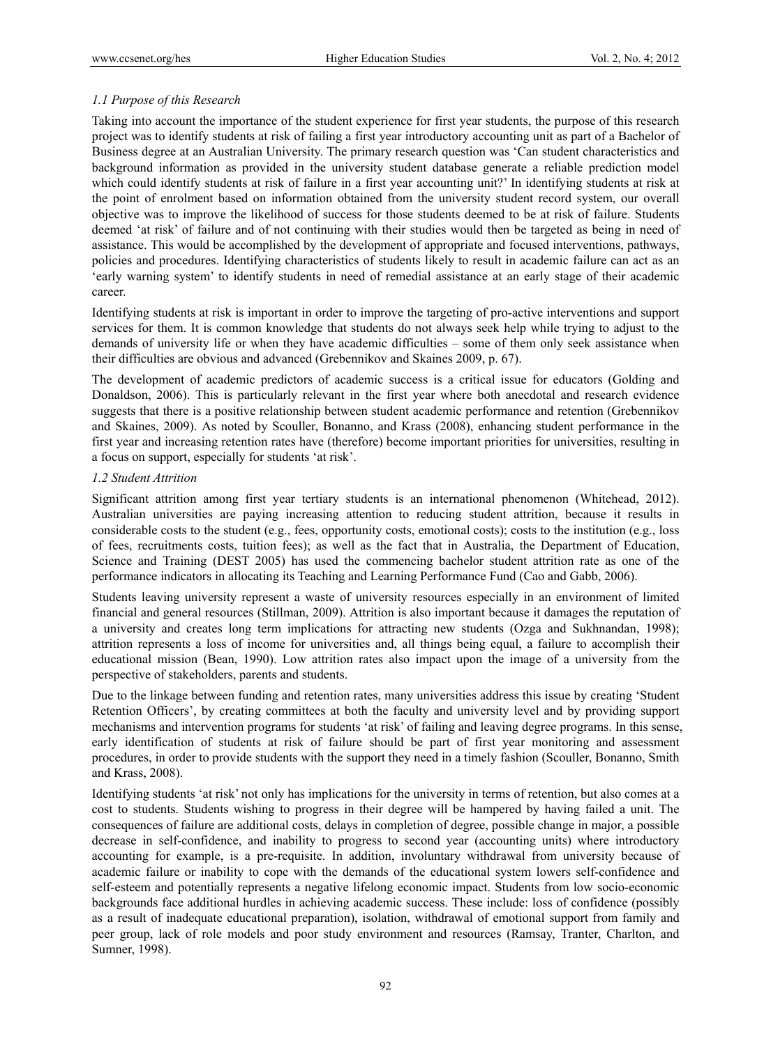### *1.1 Purpose of this Research*

Taking into account the importance of the student experience for first year students, the purpose of this research project was to identify students at risk of failing a first year introductory accounting unit as part of a Bachelor of Business degree at an Australian University. The primary research question was 'Can student characteristics and background information as provided in the university student database generate a reliable prediction model which could identify students at risk of failure in a first year accounting unit?' In identifying students at risk at the point of enrolment based on information obtained from the university student record system, our overall objective was to improve the likelihood of success for those students deemed to be at risk of failure. Students deemed 'at risk' of failure and of not continuing with their studies would then be targeted as being in need of assistance. This would be accomplished by the development of appropriate and focused interventions, pathways, policies and procedures. Identifying characteristics of students likely to result in academic failure can act as an 'early warning system' to identify students in need of remedial assistance at an early stage of their academic career.

Identifying students at risk is important in order to improve the targeting of pro-active interventions and support services for them. It is common knowledge that students do not always seek help while trying to adjust to the demands of university life or when they have academic difficulties – some of them only seek assistance when their difficulties are obvious and advanced (Grebennikov and Skaines 2009, p. 67).

The development of academic predictors of academic success is a critical issue for educators (Golding and Donaldson, 2006). This is particularly relevant in the first year where both anecdotal and research evidence suggests that there is a positive relationship between student academic performance and retention (Grebennikov and Skaines, 2009). As noted by Scouller, Bonanno, and Krass (2008), enhancing student performance in the first year and increasing retention rates have (therefore) become important priorities for universities, resulting in a focus on support, especially for students 'at risk'.

### *1.2 Student Attrition*

Significant attrition among first year tertiary students is an international phenomenon (Whitehead, 2012). Australian universities are paying increasing attention to reducing student attrition, because it results in considerable costs to the student (e.g., fees, opportunity costs, emotional costs); costs to the institution (e.g., loss of fees, recruitments costs, tuition fees); as well as the fact that in Australia, the Department of Education, Science and Training (DEST 2005) has used the commencing bachelor student attrition rate as one of the performance indicators in allocating its Teaching and Learning Performance Fund (Cao and Gabb, 2006).

Students leaving university represent a waste of university resources especially in an environment of limited financial and general resources (Stillman, 2009). Attrition is also important because it damages the reputation of a university and creates long term implications for attracting new students (Ozga and Sukhnandan, 1998); attrition represents a loss of income for universities and, all things being equal, a failure to accomplish their educational mission (Bean, 1990). Low attrition rates also impact upon the image of a university from the perspective of stakeholders, parents and students.

Due to the linkage between funding and retention rates, many universities address this issue by creating 'Student Retention Officers', by creating committees at both the faculty and university level and by providing support mechanisms and intervention programs for students 'at risk' of failing and leaving degree programs. In this sense, early identification of students at risk of failure should be part of first year monitoring and assessment procedures, in order to provide students with the support they need in a timely fashion (Scouller, Bonanno, Smith and Krass, 2008).

Identifying students 'at risk' not only has implications for the university in terms of retention, but also comes at a cost to students. Students wishing to progress in their degree will be hampered by having failed a unit. The consequences of failure are additional costs, delays in completion of degree, possible change in major, a possible decrease in self-confidence, and inability to progress to second year (accounting units) where introductory accounting for example, is a pre-requisite. In addition, involuntary withdrawal from university because of academic failure or inability to cope with the demands of the educational system lowers self-confidence and self-esteem and potentially represents a negative lifelong economic impact. Students from low socio-economic backgrounds face additional hurdles in achieving academic success. These include: loss of confidence (possibly as a result of inadequate educational preparation), isolation, withdrawal of emotional support from family and peer group, lack of role models and poor study environment and resources (Ramsay, Tranter, Charlton, and Sumner, 1998).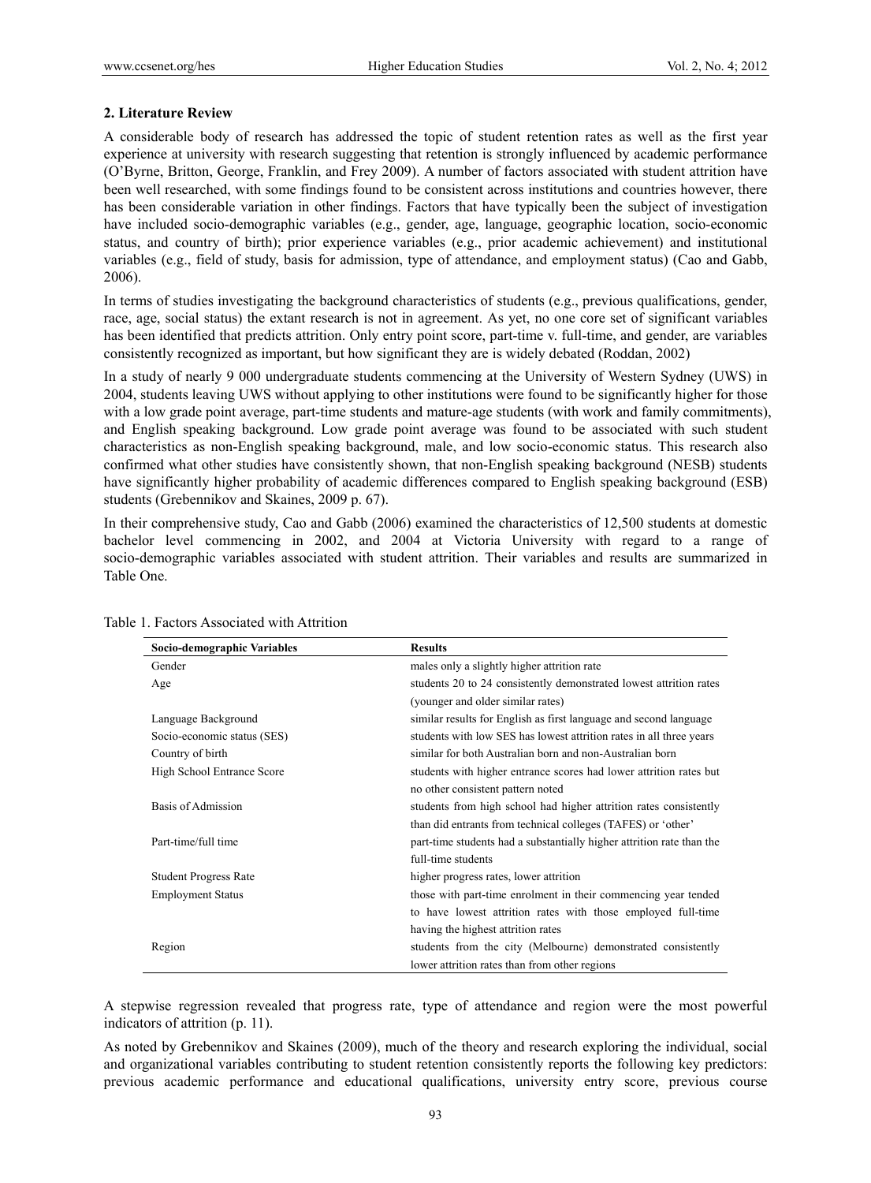## 2. Literature Review

A considerable body of research has addressed the topic of student retention rates as well as the first year experience at university with research suggesting that retention is strongly influenced by academic performance (O'Byrne, Britton, George, Franklin, and Frey 2009). A number of factors associated with student attrition have been well researched, with some findings found to be consistent across institutions and countries however, there has been considerable variation in other findings. Factors that have typically been the subject of investigation have included socio-demographic variables (e.g., gender, age, language, geographic location, socio-economic status, and country of birth); prior experience variables (e.g., prior academic achievement) and institutional variables (e.g., field of study, basis for admission, type of attendance, and employment status) (Cao and Gabb, 2006).

In terms of studies investigating the background characteristics of students (e.g., previous qualifications, gender, race, age, social status) the extant research is not in agreement. As yet, no one core set of significant variables has been identified that predicts attrition. Only entry point score, part-time v. full-time, and gender, are variables consistently recognized as important, but how significant they are is widely debated (Roddan, 2002)

In a study of nearly 9 000 undergraduate students commencing at the University of Western Sydney (UWS) in 2004, students leaving UWS without applying to other institutions were found to be significantly higher for those with a low grade point average, part-time students and mature-age students (with work and family commitments), and English speaking background. Low grade point average was found to be associated with such student characteristics as non-English speaking background, male, and low socio-economic status. This research also confirmed what other studies have consistently shown, that non-English speaking background (NESB) students have significantly higher probability of academic differences compared to English speaking background (ESB) students (Grebennikov and Skaines, 2009 p. 67).

In their comprehensive study, Cao and Gabb (2006) examined the characteristics of 12,500 students at domestic bachelor level commencing in 2002, and 2004 at Victoria University with regard to a range of socio-demographic variables associated with student attrition. Their variables and results are summarized in Table One.

Table 1. Factors Associated with Attrition

| Socio-demographic Variables | Results |
|---|---|
| Gender | males only a slightly higher attrition rate |
| Age | students 20 to 24 consistently demonstrated lowest attrition rates (younger and older similar rates) |
| Language Background | similar results for English as first language and second language |
| Socio-economic status (SES) | students with low SES has lowest attrition rates in all three years |
| Country of birth | similar for both Australian born and non-Australian born |
| High School Entrance Score | students with higher entrance scores had lower attrition rates but no other consistent pattern noted |
| Basis of Admission | students from high school had higher attrition rates consistently than did entrants from technical colleges (TAFES) or 'other' |
| Part-time/full time | part-time students had a substantially higher attrition rate than the full-time students |
| Student Progress Rate | higher progress rates, lower attrition |
| Employment Status | those with part-time enrolment in their commencing year tended to have lowest attrition rates with those employed full-time having the highest attrition rates |
| Region | students from the city (Melbourne) demonstrated consistently lower attrition rates than from other regions |

A stepwise regression revealed that progress rate, type of attendance and region were the most powerful indicators of attrition (p. 11).

As noted by Grebennikov and Skaines (2009), much of the theory and research exploring the individual, social and organizational variables contributing to student retention consistently reports the following key predictors: previous academic performance and educational qualifications, university entry score, previous course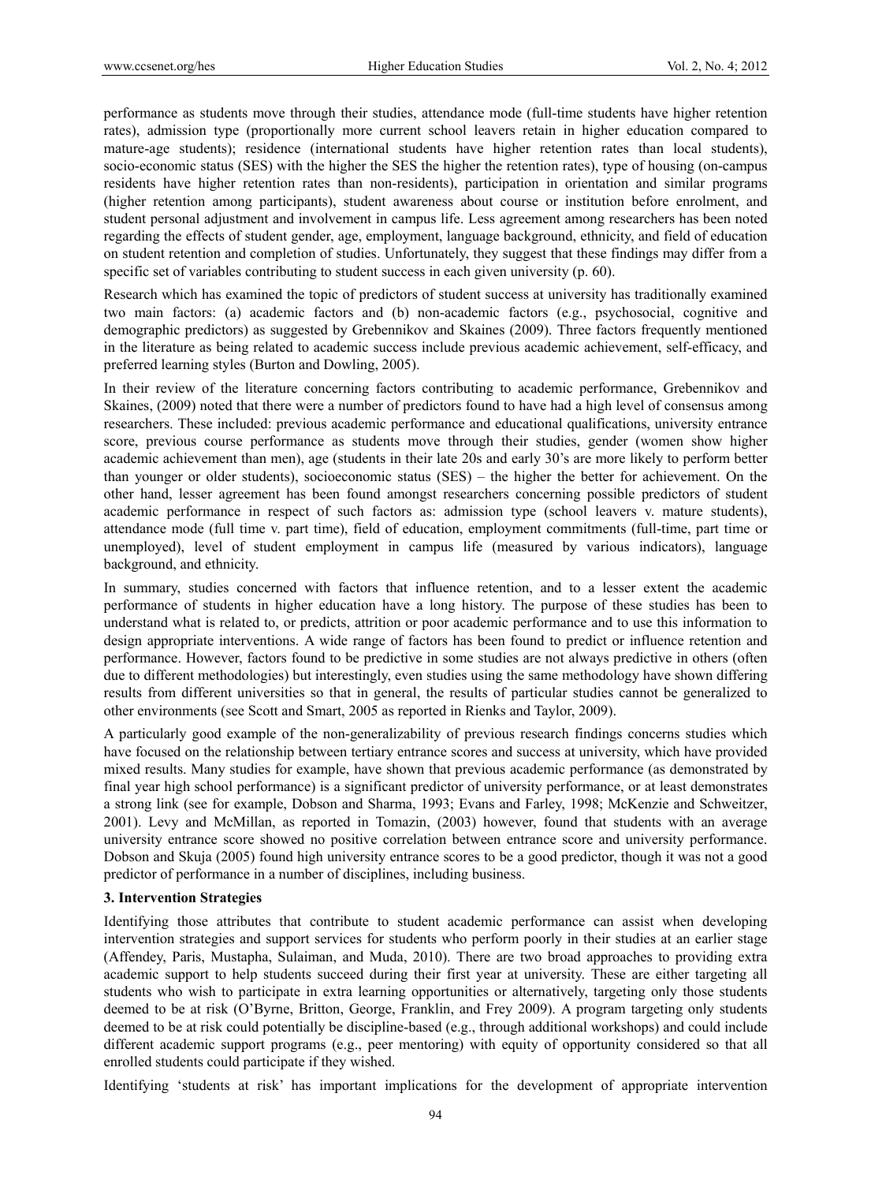performance as students move through their studies, attendance mode (full-time students have higher retention rates), admission type (proportionally more current school leavers retain in higher education compared to mature-age students); residence (international students have higher retention rates than local students), socio-economic status (SES) with the higher the SES the higher the retention rates), type of housing (on-campus residents have higher retention rates than non-residents), participation in orientation and similar programs (higher retention among participants), student awareness about course or institution before enrolment, and student personal adjustment and involvement in campus life. Less agreement among researchers has been noted regarding the effects of student gender, age, employment, language background, ethnicity, and field of education on student retention and completion of studies. Unfortunately, they suggest that these findings may differ from a specific set of variables contributing to student success in each given university (p. 60).

Research which has examined the topic of predictors of student success at university has traditionally examined two main factors: (a) academic factors and (b) non-academic factors (e.g., psychosocial, cognitive and demographic predictors) as suggested by Grebennikov and Skaines (2009). Three factors frequently mentioned in the literature as being related to academic success include previous academic achievement, self-efficacy, and preferred learning styles (Burton and Dowling, 2005).

In their review of the literature concerning factors contributing to academic performance, Grebennikov and Skaines, (2009) noted that there were a number of predictors found to have had a high level of consensus among researchers. These included: previous academic performance and educational qualifications, university entrance score, previous course performance as students move through their studies, gender (women show higher academic achievement than men), age (students in their late 20s and early 30's are more likely to perform better than younger or older students), socioeconomic status (SES) – the higher the better for achievement. On the other hand, lesser agreement has been found amongst researchers concerning possible predictors of student academic performance in respect of such factors as: admission type (school leavers v. mature students), attendance mode (full time v. part time), field of education, employment commitments (full-time, part time or unemployed), level of student employment in campus life (measured by various indicators), language background, and ethnicity.

In summary, studies concerned with factors that influence retention, and to a lesser extent the academic performance of students in higher education have a long history. The purpose of these studies has been to understand what is related to, or predicts, attrition or poor academic performance and to use this information to design appropriate interventions. A wide range of factors has been found to predict or influence retention and performance. However, factors found to be predictive in some studies are not always predictive in others (often due to different methodologies) but interestingly, even studies using the same methodology have shown differing results from different universities so that in general, the results of particular studies cannot be generalized to other environments (see Scott and Smart, 2005 as reported in Rienks and Taylor, 2009).

A particularly good example of the non-generalizability of previous research findings concerns studies which have focused on the relationship between tertiary entrance scores and success at university, which have provided mixed results. Many studies for example, have shown that previous academic performance (as demonstrated by final year high school performance) is a significant predictor of university performance, or at least demonstrates a strong link (see for example, Dobson and Sharma, 1993; Evans and Farley, 1998; McKenzie and Schweitzer, 2001). Levy and McMillan, as reported in Tomazin, (2003) however, found that students with an average university entrance score showed no positive correlation between entrance score and university performance. Dobson and Skuja (2005) found high university entrance scores to be a good predictor, though it was not a good predictor of performance in a number of disciplines, including business.

## 3. Intervention Strategies

Identifying those attributes that contribute to student academic performance can assist when developing intervention strategies and support services for students who perform poorly in their studies at an earlier stage (Affendey, Paris, Mustapha, Sulaiman, and Muda, 2010). There are two broad approaches to providing extra academic support to help students succeed during their first year at university. These are either targeting all students who wish to participate in extra learning opportunities or alternatively, targeting only those students deemed to be at risk (O'Byrne, Britton, George, Franklin, and Frey 2009). A program targeting only students deemed to be at risk could potentially be discipline-based (e.g., through additional workshops) and could include different academic support programs (e.g., peer mentoring) with equity of opportunity considered so that all enrolled students could participate if they wished.

Identifying 'students at risk' has important implications for the development of appropriate intervention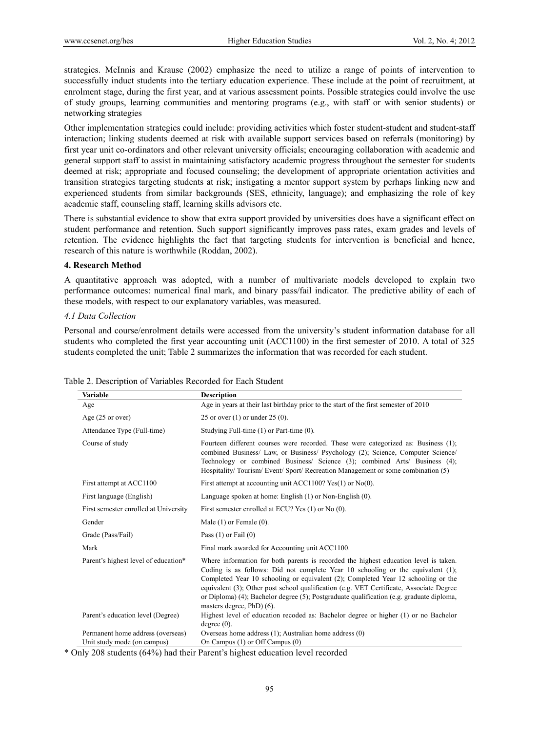strategies. McInnis and Krause (2002) emphasize the need to utilize a range of points of intervention to successfully induct students into the tertiary education experience. These include at the point of recruitment, at enrolment stage, during the first year, and at various assessment points. Possible strategies could involve the use of study groups, learning communities and mentoring programs (e.g., with staff or with senior students) or networking strategies

Other implementation strategies could include: providing activities which foster student-student and student-staff interaction; linking students deemed at risk with available support services based on referrals (monitoring) by first year unit co-ordinators and other relevant university officials; encouraging collaboration with academic and general support staff to assist in maintaining satisfactory academic progress throughout the semester for students deemed at risk; appropriate and focused counseling; the development of appropriate orientation activities and transition strategies targeting students at risk; instigating a mentor support system by perhaps linking new and experienced students from similar backgrounds (SES, ethnicity, language); and emphasizing the role of key academic staff, counseling staff, learning skills advisors etc.

There is substantial evidence to show that extra support provided by universities does have a significant effect on student performance and retention. Such support significantly improves pass rates, exam grades and levels of retention. The evidence highlights the fact that targeting students for intervention is beneficial and hence, research of this nature is worthwhile (Roddan, 2002).

## 4. Research Method

A quantitative approach was adopted, with a number of multivariate models developed to explain two performance outcomes: numerical final mark, and binary pass/fail indicator. The predictive ability of each of these models, with respect to our explanatory variables, was measured.

### *4.1 Data Collection*

Personal and course/enrolment details were accessed from the university's student information database for all students who completed the first year accounting unit (ACC1100) in the first semester of 2010. A total of 325 students completed the unit; Table 2 summarizes the information that was recorded for each student.

Table 2. Description of Variables Recorded for Each Student

| Variable | Description |
|---|---|
| Age | Age in years at their last birthday prior to the start of the first semester of 2010 |
| Age (25 or over) | 25 or over (1) or under 25 (0). |
| Attendance Type (Full-time) | Studying Full-time (1) or Part-time (0). |
| Course of study | Fourteen different courses were recorded. These were categorized as: Business (1); combined Business/ Law, or Business/ Psychology (2); Science, Computer Science/ Technology or combined Business/ Science (3); combined Arts/ Business (4); Hospitality/ Tourism/ Event/ Sport/ Recreation Management or some combination (5) |
| First attempt at ACC1100 | First attempt at accounting unit ACC1100? Yes(1) or No(0). |
| First language (English) | Language spoken at home: English (1) or Non-English (0). |
| First semester enrolled at University | First semester enrolled at ECU? Yes (1) or No (0). |
| Gender | Male (1) or Female (0). |
| Grade (Pass/Fail) | Pass (1) or Fail (0) |
| Mark | Final mark awarded for Accounting unit ACC1100. |
| Parent's highest level of education* | Where information for both parents is recorded the highest education level is taken. Coding is as follows: Did not complete Year 10 schooling or the equivalent (1); Completed Year 10 schooling or equivalent (2); Completed Year 12 schooling or the equivalent (3); Other post school qualification (e.g. VET Certificate, Associate Degree or Diploma) (4); Bachelor degree (5); Postgraduate qualification (e.g. graduate diploma, masters degree, PhD) (6). |
| Parent's education level (Degree) | Highest level of education recoded as: Bachelor degree or higher (1) or no Bachelor degree (0). |
| Permanent home address (overseas) | Overseas home address (1); Australian home address (0) |
| Unit study mode (on campus) | On Campus (1) or Off Campus (0) |

* Only 208 students (64%) had their Parent's highest education level recorded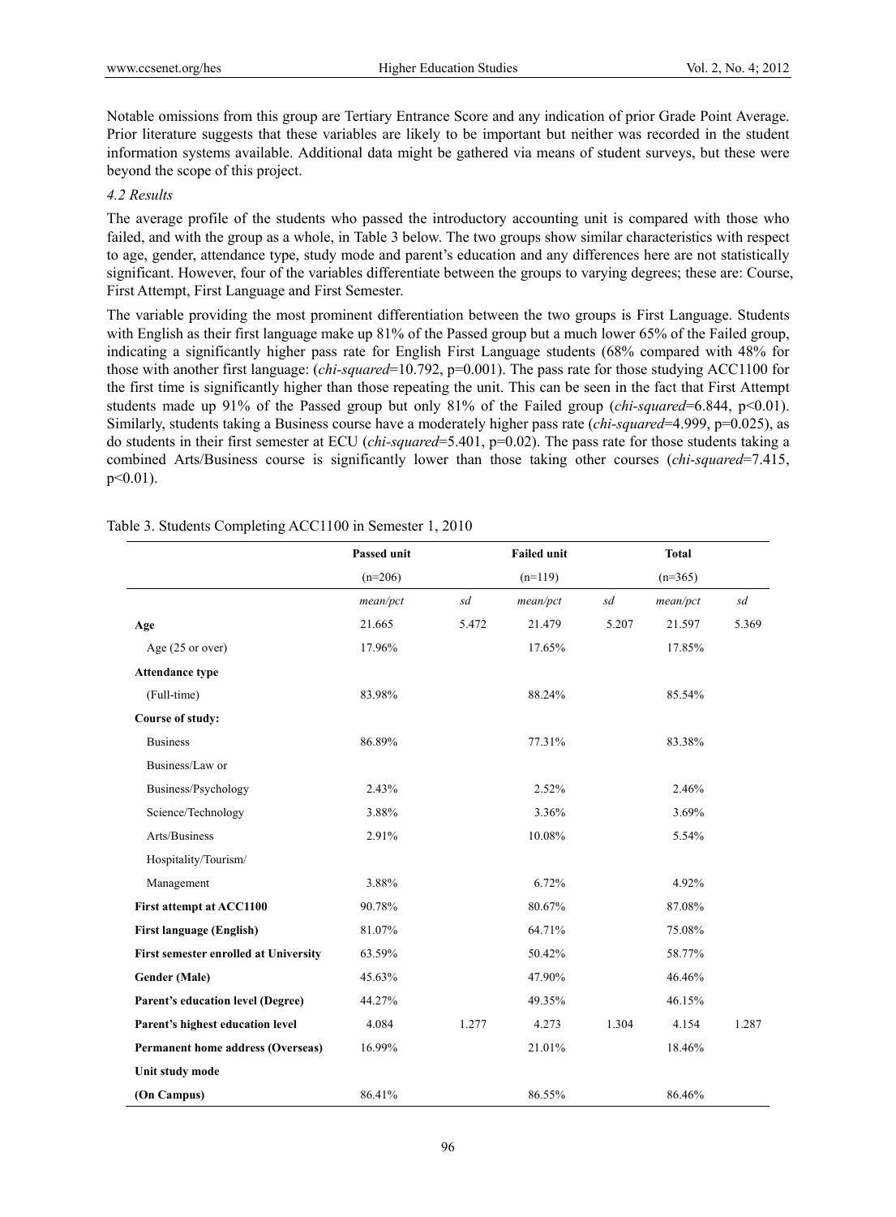Notable omissions from this group are Tertiary Entrance Score and any indication of prior Grade Point Average. Prior literature suggests that these variables are likely to be important but neither was recorded in the student information systems available. Additional data might be gathered via means of student surveys, but these were beyond the scope of this project.

### *4.2 Results*

The average profile of the students who passed the introductory accounting unit is compared with those who failed, and with the group as a whole, in Table 3 below. The two groups show similar characteristics with respect to age, gender, attendance type, study mode and parent's education and any differences here are not statistically significant. However, four of the variables differentiate between the groups to varying degrees; these are: Course, First Attempt, First Language and First Semester.

The variable providing the most prominent differentiation between the two groups is First Language. Students with English as their first language make up 81% of the Passed group but a much lower 65% of the Failed group, indicating a significantly higher pass rate for English First Language students (68% compared with 48% for those with another first language: (*chi-squared*=10.792, p=0.001). The pass rate for those studying ACC1100 for the first time is significantly higher than those repeating the unit. This can be seen in the fact that First Attempt students made up 91% of the Passed group but only 81% of the Failed group (*chi-squared*=6.844, p<0.01). Similarly, students taking a Business course have a moderately higher pass rate (*chi-squared*=4.999, p=0.025), as do students in their first semester at ECU (*chi-squared*=5.401, p=0.02). The pass rate for those students taking a combined Arts/Business course is significantly lower than those taking other courses (*chi-squared*=7.415, p<0.01).

Table 3. Students Completing ACC1100 in Semester 1, 2010

| | **Passed unit** | | **Failed unit** | | **Total** | |
|---|---|---|---|---|---|---|
| | (n=206) | | (n=119) | | (n=365) | |
| | *mean/pct* | *sd* | *mean/pct* | *sd* | *mean/pct* | *sd* |
| **Age** | 21.665 | 5.472 | 21.479 | 5.207 | 21.597 | 5.369 |
| Age (25 or over) | 17.96% | | 17.65% | | 17.85% | |
| **Attendance type** | | | | | | |
| (Full-time) | 83.98% | | 88.24% | | 85.54% | |
| **Course of study:** | | | | | | |
| Business | 86.89% | | 77.31% | | 83.38% | |
| Business/Law or Business/Psychology | 2.43% | | 2.52% | | 2.46% | |
| Science/Technology | 3.88% | | 3.36% | | 3.69% | |
| Arts/Business | 2.91% | | 10.08% | | 5.54% | |
| Hospitality/Tourism/ Management | 3.88% | | 6.72% | | 4.92% | |
| **First attempt at ACC1100** | 90.78% | | 80.67% | | 87.08% | |
| **First language (English)** | 81.07% | | 64.71% | | 75.08% | |
| **First semester enrolled at University** | 63.59% | | 50.42% | | 58.77% | |
| **Gender (Male)** | 45.63% | | 47.90% | | 46.46% | |
| **Parent's education level (Degree)** | 44.27% | | 49.35% | | 46.15% | |
| **Parent's highest education level** | 4.084 | 1.277 | 4.273 | 1.304 | 4.154 | 1.287 |
| **Permanent home address (Overseas)** | 16.99% | | 21.01% | | 18.46% | |
| **Unit study mode** | | | | | | |
| **(On Campus)** | 86.41% | | 86.55% | | 86.46% | |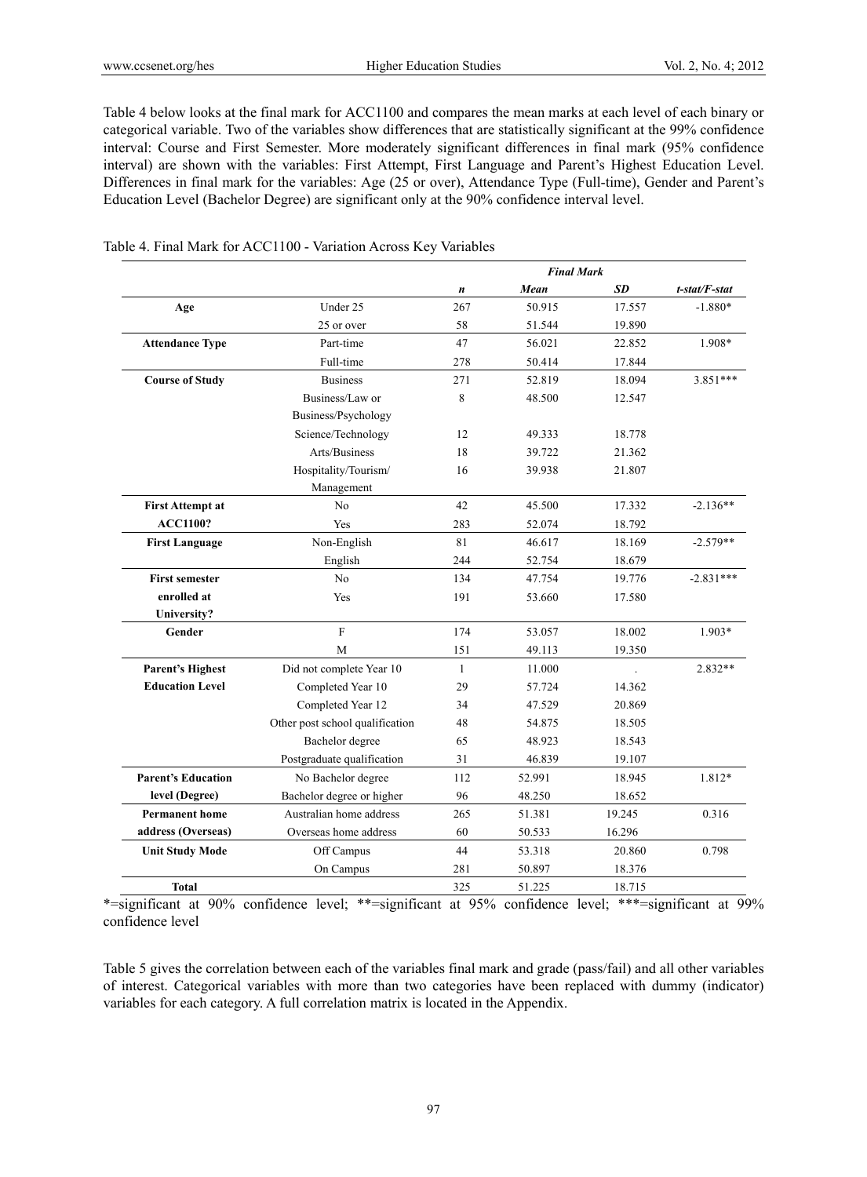Table 4 below looks at the final mark for ACC1100 and compares the mean marks at each level of each binary or categorical variable. Two of the variables show differences that are statistically significant at the 99% confidence interval: Course and First Semester. More moderately significant differences in final mark (95% confidence interval) are shown with the variables: First Attempt, First Language and Parent's Highest Education Level. Differences in final mark for the variables: Age (25 or over), Attendance Type (Full-time), Gender and Parent's Education Level (Bachelor Degree) are significant only at the 90% confidence interval level.

Table 4. Final Mark for ACC1100 - Variation Across Key Variables

| | | *Final Mark* | | | |
|---|---|---|---|---|---|
| | | ***n*** | ***Mean*** | ***SD*** | ***t-stat/F-stat*** |
| **Age** | Under 25 | 267 | 50.915 | 17.557 | -1.880* |
| | 25 or over | 58 | 51.544 | 19.890 | |
| **Attendance Type** | Part-time | 47 | 56.021 | 22.852 | 1.908* |
| | Full-time | 278 | 50.414 | 17.844 | |
| **Course of Study** | Business | 271 | 52.819 | 18.094 | 3.851*** |
| | Business/Law or Business/Psychology | 8 | 48.500 | 12.547 | |
| | Science/Technology | 12 | 49.333 | 18.778 | |
| | Arts/Business | 18 | 39.722 | 21.362 | |
| | Hospitality/Tourism/ Management | 16 | 39.938 | 21.807 | |
| **First Attempt at ACC1100?** | No | 42 | 45.500 | 17.332 | -2.136** |
| | Yes | 283 | 52.074 | 18.792 | |
| **First Language** | Non-English | 81 | 46.617 | 18.169 | -2.579** |
| | English | 244 | 52.754 | 18.679 | |
| **First semester enrolled at University?** | No | 134 | 47.754 | 19.776 | -2.831*** |
| | Yes | 191 | 53.660 | 17.580 | |
| **Gender** | F | 174 | 53.057 | 18.002 | 1.903* |
| | M | 151 | 49.113 | 19.350 | |
| **Parent's Highest Education Level** | Did not complete Year 10 | 1 | 11.000 | . | 2.832** |
| | Completed Year 10 | 29 | 57.724 | 14.362 | |
| | Completed Year 12 | 34 | 47.529 | 20.869 | |
| | Other post school qualification | 48 | 54.875 | 18.505 | |
| | Bachelor degree | 65 | 48.923 | 18.543 | |
| | Postgraduate qualification | 31 | 46.839 | 19.107 | |
| **Parent's Education level (Degree)** | No Bachelor degree | 112 | 52.991 | 18.945 | 1.812* |
| | Bachelor degree or higher | 96 | 48.250 | 18.652 | |
| **Permanent home address (Overseas)** | Australian home address | 265 | 51.381 | 19.245 | 0.316 |
| | Overseas home address | 60 | 50.533 | 16.296 | |
| **Unit Study Mode** | Off Campus | 44 | 53.318 | 20.860 | 0.798 |
| | On Campus | 281 | 50.897 | 18.376 | |
| **Total** | | 325 | 51.225 | 18.715 | |

*=significant at 90% confidence level; **=significant at 95% confidence level; ***=significant at 99% confidence level

Table 5 gives the correlation between each of the variables final mark and grade (pass/fail) and all other variables of interest. Categorical variables with more than two categories have been replaced with dummy (indicator) variables for each category. A full correlation matrix is located in the Appendix.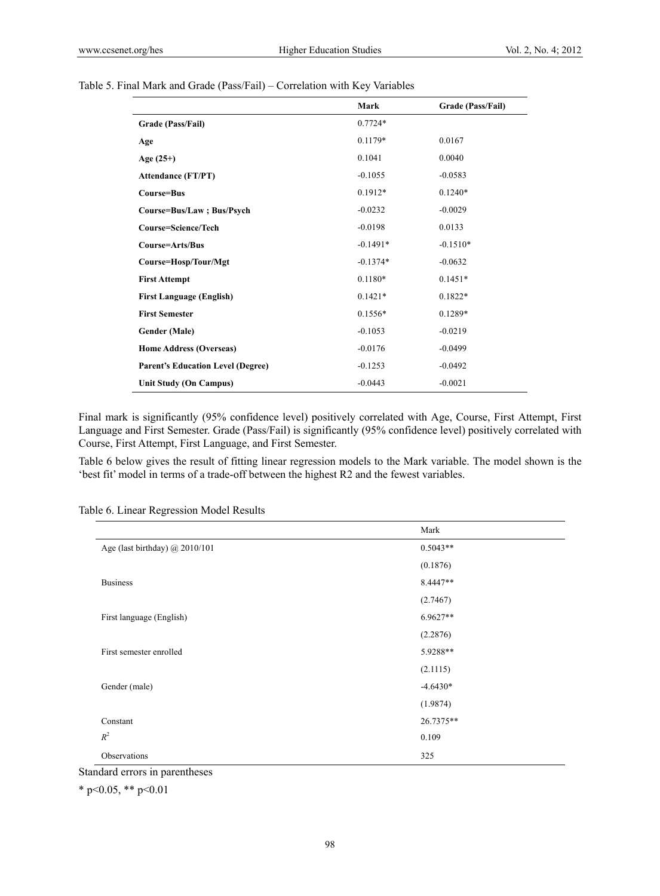Table 5. Final Mark and Grade (Pass/Fail) – Correlation with Key Variables

| | Mark | Grade (Pass/Fail) |
|---|---|---|
| **Grade (Pass/Fail)** | 0.7724* | |
| **Age** | 0.1179* | 0.0167 |
| **Age (25+)** | 0.1041 | 0.0040 |
| **Attendance (FT/PT)** | -0.1055 | -0.0583 |
| **Course=Bus** | 0.1912* | 0.1240* |
| **Course=Bus/Law ; Bus/Psych** | -0.0232 | -0.0029 |
| **Course=Science/Tech** | -0.0198 | 0.0133 |
| **Course=Arts/Bus** | -0.1491* | -0.1510* |
| **Course=Hosp/Tour/Mgt** | -0.1374* | -0.0632 |
| **First Attempt** | 0.1180* | 0.1451* |
| **First Language (English)** | 0.1421* | 0.1822* |
| **First Semester** | 0.1556* | 0.1289* |
| **Gender (Male)** | -0.1053 | -0.0219 |
| **Home Address (Overseas)** | -0.0176 | -0.0499 |
| **Parent's Education Level (Degree)** | -0.1253 | -0.0492 |
| **Unit Study (On Campus)** | -0.0443 | -0.0021 |

Final mark is significantly (95% confidence level) positively correlated with Age, Course, First Attempt, First Language and First Semester. Grade (Pass/Fail) is significantly (95% confidence level) positively correlated with Course, First Attempt, First Language, and First Semester.

Table 6 below gives the result of fitting linear regression models to the Mark variable. The model shown is the 'best fit' model in terms of a trade-off between the highest R2 and the fewest variables.

Table 6. Linear Regression Model Results

| | Mark |
|---|---|
| Age (last birthday) @ 2010/101 | 0.5043** |
| | (0.1876) |
| Business | 8.4447** |
| | (2.7467) |
| First language (English) | 6.9627** |
| | (2.2876) |
| First semester enrolled | 5.9288** |
| | (2.1115) |
| Gender (male) | -4.6430* |
| | (1.9874) |
| Constant | 26.7375** |
| $R^2$ | 0.109 |
| Observations | 325 |

Standard errors in parentheses

* $p<0.05$, ** $p<0.01$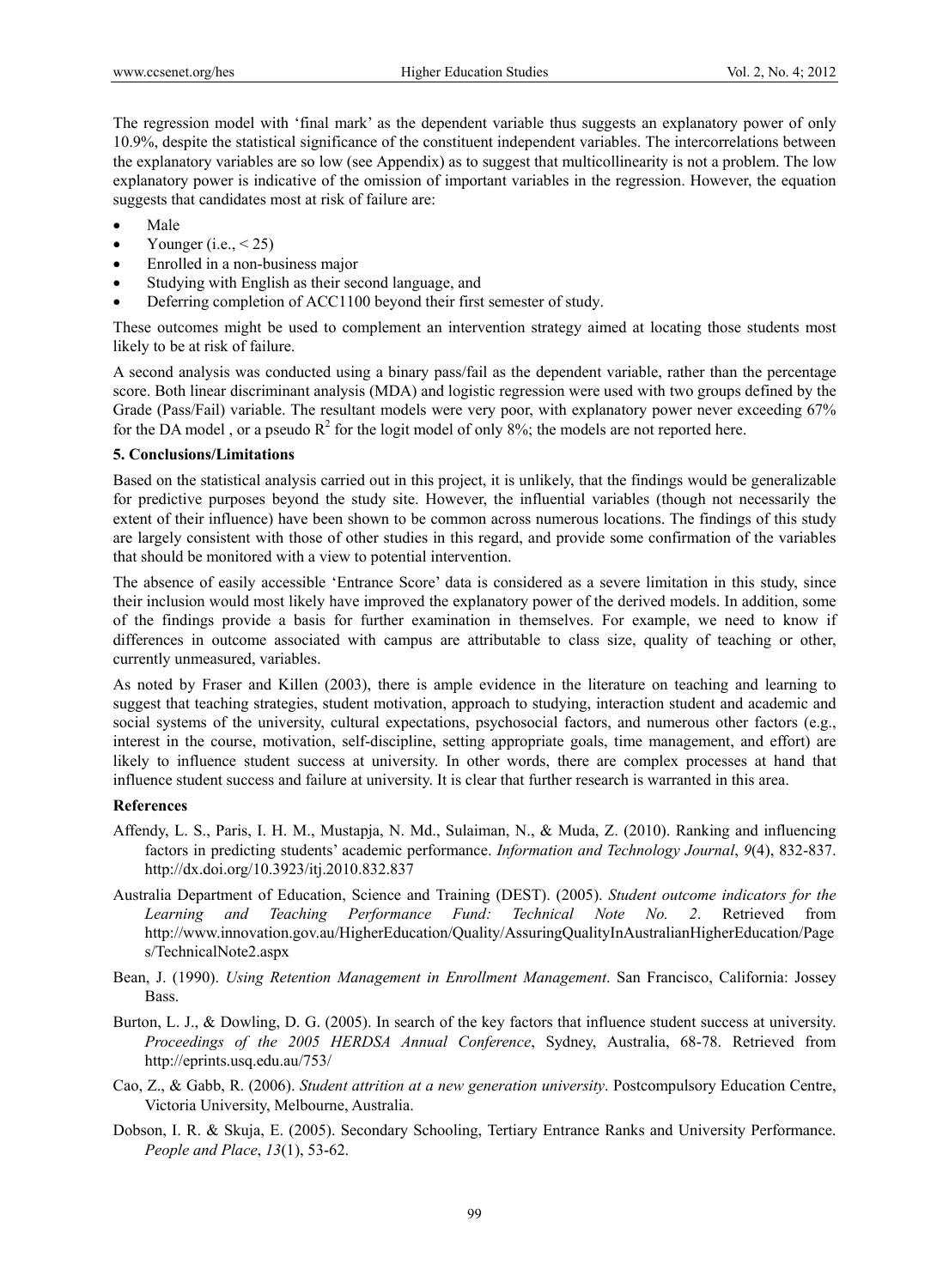The regression model with 'final mark' as the dependent variable thus suggests an explanatory power of only 10.9%, despite the statistical significance of the constituent independent variables. The intercorrelations between the explanatory variables are so low (see Appendix) as to suggest that multicollinearity is not a problem. The low explanatory power is indicative of the omission of important variables in the regression. However, the equation suggests that candidates most at risk of failure are:

- Male
- Younger (i.e., < 25)
- Enrolled in a non-business major
- Studying with English as their second language, and
- Deferring completion of ACC1100 beyond their first semester of study.

These outcomes might be used to complement an intervention strategy aimed at locating those students most likely to be at risk of failure.

A second analysis was conducted using a binary pass/fail as the dependent variable, rather than the percentage score. Both linear discriminant analysis (MDA) and logistic regression were used with two groups defined by the Grade (Pass/Fail) variable. The resultant models were very poor, with explanatory power never exceeding 67% for the DA model , or a pseudo $R^2$ for the logit model of only 8%; the models are not reported here.

### 5. Conclusions/Limitations

Based on the statistical analysis carried out in this project, it is unlikely, that the findings would be generalizable for predictive purposes beyond the study site. However, the influential variables (though not necessarily the extent of their influence) have been shown to be common across numerous locations. The findings of this study are largely consistent with those of other studies in this regard, and provide some confirmation of the variables that should be monitored with a view to potential intervention.

The absence of easily accessible 'Entrance Score' data is considered as a severe limitation in this study, since their inclusion would most likely have improved the explanatory power of the derived models. In addition, some of the findings provide a basis for further examination in themselves. For example, we need to know if differences in outcome associated with campus are attributable to class size, quality of teaching or other, currently unmeasured, variables.

As noted by Fraser and Killen (2003), there is ample evidence in the literature on teaching and learning to suggest that teaching strategies, student motivation, approach to studying, interaction student and academic and social systems of the university, cultural expectations, psychosocial factors, and numerous other factors (e.g., interest in the course, motivation, self-discipline, setting appropriate goals, time management, and effort) are likely to influence student success at university. In other words, there are complex processes at hand that influence student success and failure at university. It is clear that further research is warranted in this area.

### References

Affendy, L. S., Paris, I. H. M., Mustapja, N. Md., Sulaiman, N., & Muda, Z. (2010). Ranking and influencing factors in predicting students' academic performance. *Information and Technology Journal*, *9*(4), 832-837. http://dx.doi.org/10.3923/itj.2010.832.837

Australia Department of Education, Science and Training (DEST). (2005). *Student outcome indicators for the Learning and Teaching Performance Fund: Technical Note No. 2*. Retrieved from http://www.innovation.gov.au/HigherEducation/Quality/AssuringQualityInAustralianHigherEducation/Pages/TechnicalNote2.aspx

Bean, J. (1990). *Using Retention Management in Enrollment Management*. San Francisco, California: Jossey Bass.

Burton, L. J., & Dowling, D. G. (2005). In search of the key factors that influence student success at university. *Proceedings of the 2005 HERDSA Annual Conference*, Sydney, Australia, 68-78. Retrieved from http://eprints.usq.edu.au/753/

Cao, Z., & Gabb, R. (2006). *Student attrition at a new generation university*. Postcompulsory Education Centre, Victoria University, Melbourne, Australia.

Dobson, I. R. & Skuja, E. (2005). Secondary Schooling, Tertiary Entrance Ranks and University Performance. *People and Place*, *13*(1), 53-62.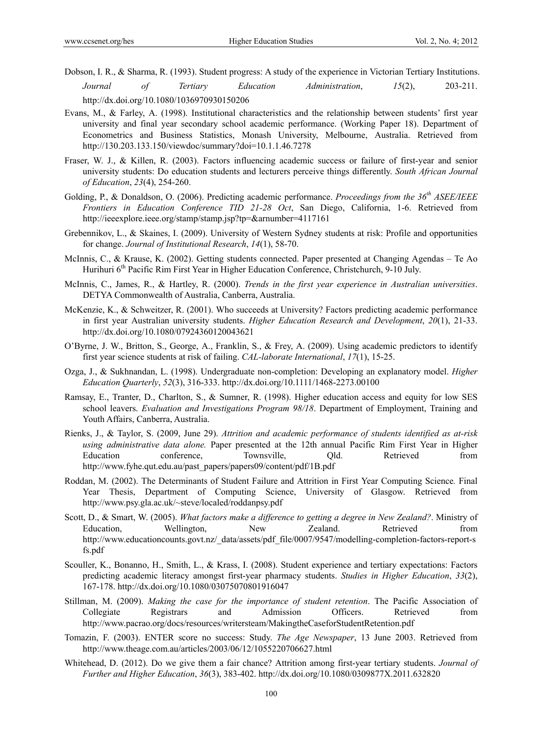Dobson, I. R., & Sharma, R. (1993). Student progress: A study of the experience in Victorian Tertiary Institutions. *Journal of Tertiary Education Administration*, *15*(2), 203-211. http://dx.doi.org/10.1080/1036970930150206

Evans, M., & Farley, A. (1998). Institutional characteristics and the relationship between students' first year university and final year secondary school academic performance. (Working Paper 18). Department of Econometrics and Business Statistics, Monash University, Melbourne, Australia. Retrieved from http://130.203.133.150/viewdoc/summary?doi=10.1.1.46.7278

Fraser, W. J., & Killen, R. (2003). Factors influencing academic success or failure of first-year and senior university students: Do education students and lecturers perceive things differently. *South African Journal of Education*, *23*(4), 254-260.

Golding, P., & Donaldson, O. (2006). Predicting academic performance. *Proceedings from the 36th ASEE/IEEE Frontiers in Education Conference TID 21-28 Oct*, San Diego, California, 1-6. Retrieved from http://ieeexplore.ieee.org/stamp/stamp.jsp?tp=&arnumber=4117161

Grebennikov, L., & Skaines, I. (2009). University of Western Sydney students at risk: Profile and opportunities for change. *Journal of Institutional Research*, *14*(1), 58-70.

McInnis, C., & Krause, K. (2002). Getting students connected. Paper presented at Changing Agendas – Te Ao Hurihuri 6th Pacific Rim First Year in Higher Education Conference, Christchurch, 9-10 July.

McInnis, C., James, R., & Hartley, R. (2000). *Trends in the first year experience in Australian universities*. DETYA Commonwealth of Australia, Canberra, Australia.

McKenzie, K., & Schweitzer, R. (2001). Who succeeds at University? Factors predicting academic performance in first year Australian university students. *Higher Education Research and Development*, *20*(1), 21-33. http://dx.doi.org/10.1080/07924360120043621

O'Byrne, J. W., Britton, S., George, A., Franklin, S., & Frey, A. (2009). Using academic predictors to identify first year science students at risk of failing. *CAL-laborate International*, *17*(1), 15-25.

Ozga, J., & Sukhnandan, L. (1998). Undergraduate non-completion: Developing an explanatory model. *Higher Education Quarterly*, *52*(3), 316-333. http://dx.doi.org/10.1111/1468-2273.00100

Ramsay, E., Tranter, D., Charlton, S., & Sumner, R. (1998). Higher education access and equity for low SES school leavers. *Evaluation and Investigations Program 98/18*. Department of Employment, Training and Youth Affairs, Canberra, Australia.

Rienks, J., & Taylor, S. (2009, June 29). *Attrition and academic performance of students identified as at-risk using administrative data alone.* Paper presented at the 12th annual Pacific Rim First Year in Higher Education conference, Townsville, Qld. Retrieved from http://www.fyhe.qut.edu.au/past_papers/papers09/content/pdf/1B.pdf

Roddan, M. (2002). The Determinants of Student Failure and Attrition in First Year Computing Science*.* Final Year Thesis, Department of Computing Science, University of Glasgow. Retrieved from http://www.psy.gla.ac.uk/~steve/localed/roddanpsy.pdf

Scott, D., & Smart, W. (2005). *What factors make a difference to getting a degree in New Zealand?*. Ministry of Education, Wellington, New Zealand. Retrieved from http://www.educationcounts.govt.nz/_data/assets/pdf_file/0007/9547/modelling-completion-factors-report-sfs.pdf

Scouller, K., Bonanno, H., Smith, L., & Krass, I. (2008). Student experience and tertiary expectations: Factors predicting academic literacy amongst first-year pharmacy students. *Studies in Higher Education*, *33*(2), 167-178. http://dx.doi.org/10.1080/03075070801916047

Stillman, M. (2009). *Making the case for the importance of student retention*. The Pacific Association of Collegiate Registrars and Admission Officers. Retrieved from http://www.pacrao.org/docs/resources/writersteam/MakingtheCaseforStudentRetention.pdf

Tomazin, F. (2003). ENTER score no success: Study. *The Age Newspaper*, 13 June 2003. Retrieved from http://www.theage.com.au/articles/2003/06/12/1055220706627.html

Whitehead, D. (2012). Do we give them a fair chance? Attrition among first-year tertiary students. *Journal of Further and Higher Education*, *36*(3), 383-402. http://dx.doi.org/10.1080/0309877X.2011.632820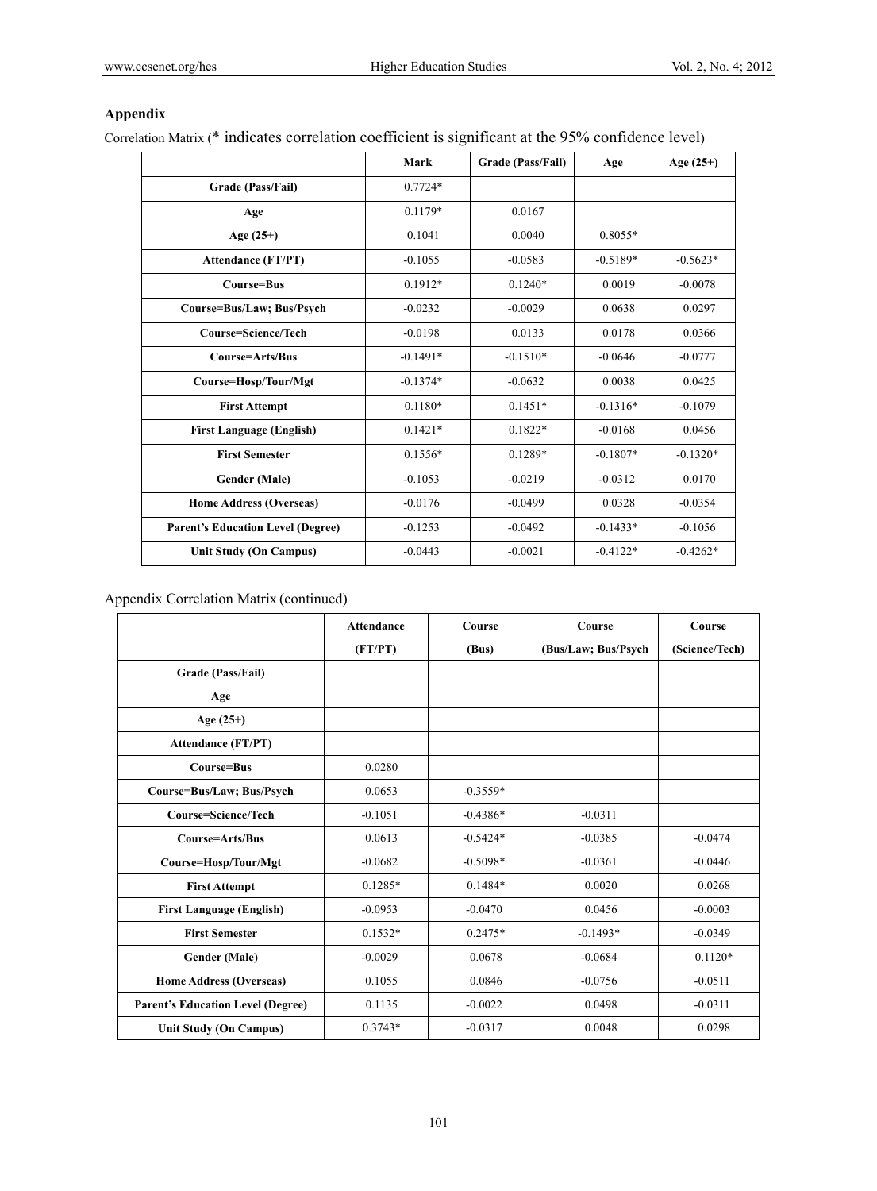## Appendix

Correlation Matrix (* indicates correlation coefficient is significant at the 95% confidence level)

| | Mark | Grade (Pass/Fail) | Age | Age (25+) |
|---|---|---|---|---|
| **Grade (Pass/Fail)** | 0.7724* | | | |
| **Age** | 0.1179* | 0.0167 | | |
| **Age (25+)** | 0.1041 | 0.0040 | 0.8055* | |
| **Attendance (FT/PT)** | -0.1055 | -0.0583 | -0.5189* | -0.5623* |
| **Course=Bus** | 0.1912* | 0.1240* | 0.0019 | -0.0078 |
| **Course=Bus/Law; Bus/Psych** | -0.0232 | -0.0029 | 0.0638 | 0.0297 |
| **Course=Science/Tech** | -0.0198 | 0.0133 | 0.0178 | 0.0366 |
| **Course=Arts/Bus** | -0.1491* | -0.1510* | -0.0646 | -0.0777 |
| **Course=Hosp/Tour/Mgt** | -0.1374* | -0.0632 | 0.0038 | 0.0425 |
| **First Attempt** | 0.1180* | 0.1451* | -0.1316* | -0.1079 |
| **First Language (English)** | 0.1421* | 0.1822* | -0.0168 | 0.0456 |
| **First Semester** | 0.1556* | 0.1289* | -0.1807* | -0.1320* |
| **Gender (Male)** | -0.1053 | -0.0219 | -0.0312 | 0.0170 |
| **Home Address (Overseas)** | -0.0176 | -0.0499 | 0.0328 | -0.0354 |
| **Parent's Education Level (Degree)** | -0.1253 | -0.0492 | -0.1433* | -0.1056 |
| **Unit Study (On Campus)** | -0.0443 | -0.0021 | -0.4122* | -0.4262* |

Appendix Correlation Matrix (continued)

| | Attendance (FT/PT) | Course (Bus) | Course (Bus/Law; Bus/Psych | Course (Science/Tech) |
|---|---|---|---|---|
| **Grade (Pass/Fail)** | | | | |
| **Age** | | | | |
| **Age (25+)** | | | | |
| **Attendance (FT/PT)** | | | | |
| **Course=Bus** | 0.0280 | | | |
| **Course=Bus/Law; Bus/Psych** | 0.0653 | -0.3559* | | |
| **Course=Science/Tech** | -0.1051 | -0.4386* | -0.0311 | |
| **Course=Arts/Bus** | 0.0613 | -0.5424* | -0.0385 | -0.0474 |
| **Course=Hosp/Tour/Mgt** | -0.0682 | -0.5098* | -0.0361 | -0.0446 |
| **First Attempt** | 0.1285* | 0.1484* | 0.0020 | 0.0268 |
| **First Language (English)** | -0.0953 | -0.0470 | 0.0456 | -0.0003 |
| **First Semester** | 0.1532* | 0.2475* | -0.1493* | -0.0349 |
| **Gender (Male)** | -0.0029 | 0.0678 | -0.0684 | 0.1120* |
| **Home Address (Overseas)** | 0.1055 | 0.0846 | -0.0756 | -0.0511 |
| **Parent's Education Level (Degree)** | 0.1135 | -0.0022 | 0.0498 | -0.0311 |
| **Unit Study (On Campus)** | 0.3743* | -0.0317 | 0.0048 | 0.0298 |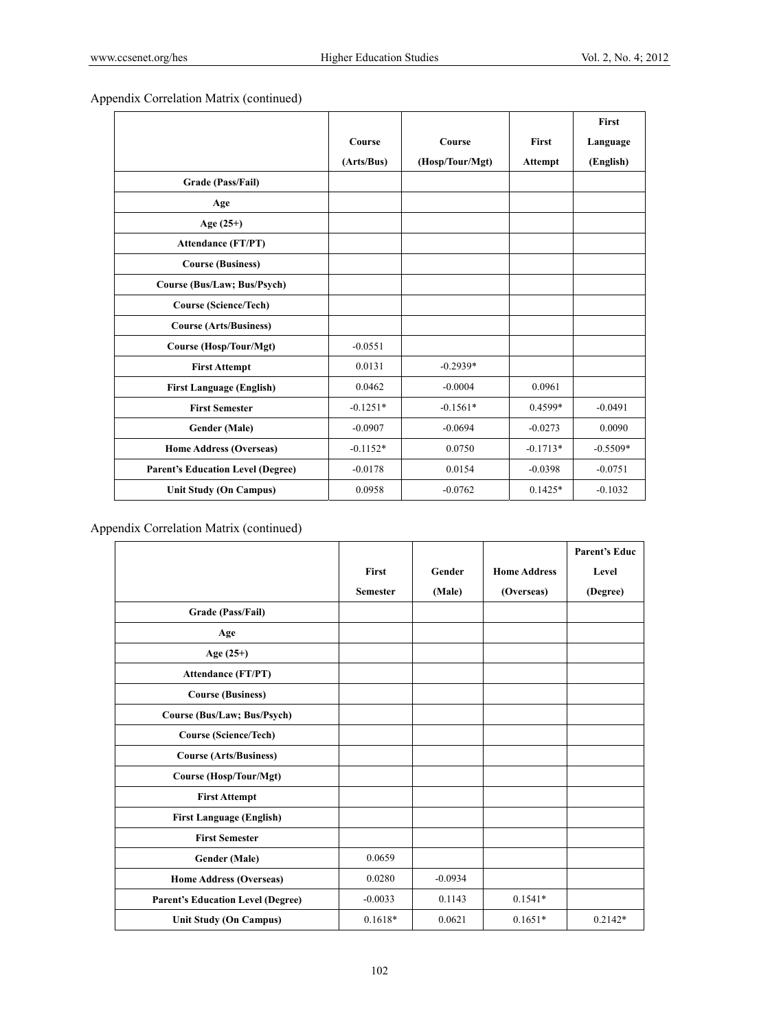Appendix Correlation Matrix (continued)

| | Course (Arts/Bus) | Course (Hosp/Tour/Mgt) | First Attempt | First Language (English) |
|---|---|---|---|---|
| **Grade (Pass/Fail)** | | | | |
| **Age** | | | | |
| **Age (25+)** | | | | |
| **Attendance (FT/PT)** | | | | |
| **Course (Business)** | | | | |
| **Course (Bus/Law; Bus/Psych)** | | | | |
| **Course (Science/Tech)** | | | | |
| **Course (Arts/Business)** | | | | |
| **Course (Hosp/Tour/Mgt)** | -0.0551 | | | |
| **First Attempt** | 0.0131 | -0.2939* | | |
| **First Language (English)** | 0.0462 | -0.0004 | 0.0961 | |
| **First Semester** | -0.1251* | -0.1561* | 0.4599* | -0.0491 |
| **Gender (Male)** | -0.0907 | -0.0694 | -0.0273 | 0.0090 |
| **Home Address (Overseas)** | -0.1152* | 0.0750 | -0.1713* | -0.5509* |
| **Parent's Education Level (Degree)** | -0.0178 | 0.0154 | -0.0398 | -0.0751 |
| **Unit Study (On Campus)** | 0.0958 | -0.0762 | 0.1425* | -0.1032 |

Appendix Correlation Matrix (continued)

| | First Semester | Gender (Male) | Home Address (Overseas) | Parent's Educ Level (Degree) |
|---|---|---|---|---|
| **Grade (Pass/Fail)** | | | | |
| **Age** | | | | |
| **Age (25+)** | | | | |
| **Attendance (FT/PT)** | | | | |
| **Course (Business)** | | | | |
| **Course (Bus/Law; Bus/Psych)** | | | | |
| **Course (Science/Tech)** | | | | |
| **Course (Arts/Business)** | | | | |
| **Course (Hosp/Tour/Mgt)** | | | | |
| **First Attempt** | | | | |
| **First Language (English)** | | | | |
| **First Semester** | | | | |
| **Gender (Male)** | 0.0659 | | | |
| **Home Address (Overseas)** | 0.0280 | -0.0934 | | |
| **Parent's Education Level (Degree)** | -0.0033 | 0.1143 | 0.1541* | |
| **Unit Study (On Campus)** | 0.1618* | 0.0621 | 0.1651* | 0.2142* |